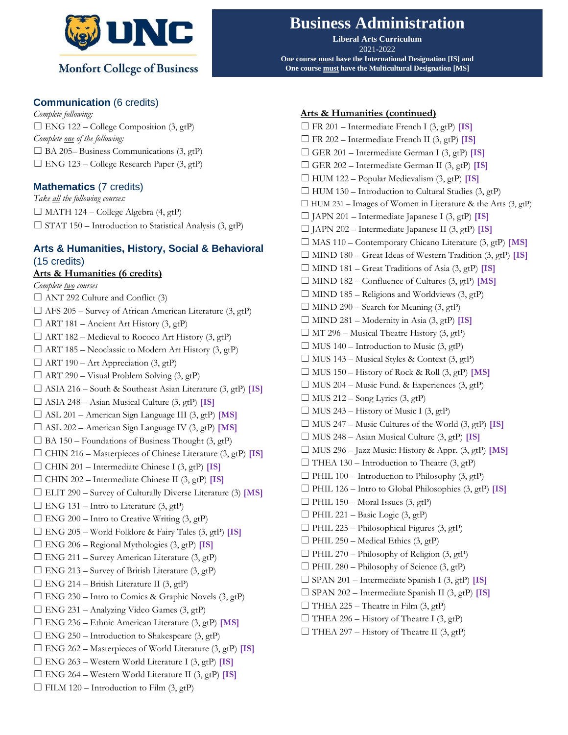UNC

Monfort College of Business

# Business Administration

**Liberal Arts Curriculum**

2021-2022

**One course must have the International Designation [IS] and**
**One course must have the Multicultural Designation [MS]**

## Communication (6 credits)

*Complete following:*

- ☐ ENG 122 – College Composition (3, gtP)

*Complete one of the following:*

- ☐ BA 205– Business Communications (3, gtP)
- ☐ ENG 123 – College Research Paper (3, gtP)

## Mathematics (7 credits)

*Take all the following courses:*

- ☐ MATH 124 – College Algebra (4, gtP)
- ☐ STAT 150 – Introduction to Statistical Analysis (3, gtP)

## Arts & Humanities, History, Social & Behavioral (15 credits)

### Arts & Humanities (6 credits)

*Complete two courses*

- ☐ ANT 292 Culture and Conflict (3)
- ☐ AFS 205 – Survey of African American Literature (3, gtP)
- ☐ ART 181 – Ancient Art History (3, gtP)
- ☐ ART 182 – Medieval to Rococo Art History (3, gtP)
- ☐ ART 185 – Neoclassic to Modern Art History (3, gtP)
- ☐ ART 190 – Art Appreciation (3, gtP)
- ☐ ART 290 – Visual Problem Solving (3, gtP)
- ☐ ASIA 216 – South & Southeast Asian Literature (3, gtP) **[IS]**
- ☐ ASIA 248—Asian Musical Culture (3, gtP) **[IS]**
- ☐ ASL 201 – American Sign Language III (3, gtP) **[MS]**
- ☐ ASL 202 – American Sign Language IV (3, gtP) **[MS]**
- ☐ BA 150 – Foundations of Business Thought (3, gtP)
- ☐ CHIN 216 – Masterpieces of Chinese Literature (3, gtP) **[IS]**
- ☐ CHIN 201 – Intermediate Chinese I (3, gtP) **[IS]**
- ☐ CHIN 202 – Intermediate Chinese II (3, gtP) **[IS]**
- ☐ ELIT 290 – Survey of Culturally Diverse Literature (3) **[MS]**
- ☐ ENG 131 – Intro to Literature (3, gtP)
- ☐ ENG 200 – Intro to Creative Writing (3, gtP)
- ☐ ENG 205 – World Folklore & Fairy Tales (3, gtP) **[IS]**
- ☐ ENG 206 – Regional Mythologies (3, gtP) **[IS]**
- ☐ ENG 211 – Survey American Literature (3, gtP)
- ☐ ENG 213 – Survey of British Literature (3, gtP)
- ☐ ENG 214 – British Literature II (3, gtP)
- ☐ ENG 230 – Intro to Comics & Graphic Novels (3, gtP)
- ☐ ENG 231 – Analyzing Video Games (3, gtP)
- ☐ ENG 236 – Ethnic American Literature (3, gtP) **[MS]**
- ☐ ENG 250 – Introduction to Shakespeare (3, gtP)
- ☐ ENG 262 – Masterpieces of World Literature (3, gtP) **[IS]**
- ☐ ENG 263 – Western World Literature I (3, gtP) **[IS]**
- ☐ ENG 264 – Western World Literature II (3, gtP) **[IS]**
- ☐ FILM 120 – Introduction to Film (3, gtP)

### Arts & Humanities (continued)

- ☐ FR 201 – Intermediate French I (3, gtP) **[IS]**
- ☐ FR 202 – Intermediate French II (3, gtP) **[IS]**
- ☐ GER 201 – Intermediate German I (3, gtP) **[IS]**
- ☐ GER 202 – Intermediate German II (3, gtP) **[IS]**
- ☐ HUM 122 – Popular Medievalism (3, gtP) **[IS]**
- ☐ HUM 130 – Introduction to Cultural Studies (3, gtP)
- ☐ HUM 231 – Images of Women in Literature & the Arts (3, gtP)
- ☐ JAPN 201 – Intermediate Japanese I (3, gtP) **[IS]**
- ☐ JAPN 202 – Intermediate Japanese II (3, gtP) **[IS]**
- ☐ MAS 110 – Contemporary Chicano Literature (3, gtP) **[MS]**
- ☐ MIND 180 – Great Ideas of Western Tradition (3, gtP) **[IS]**
- ☐ MIND 181 – Great Traditions of Asia (3, gtP) **[IS]**
- ☐ MIND 182 – Confluence of Cultures (3, gtP) **[MS]**
- ☐ MIND 185 – Religions and Worldviews (3, gtP)
- ☐ MIND 290 – Search for Meaning (3, gtP)
- ☐ MIND 281 – Modernity in Asia (3, gtP) **[IS]**
- ☐ MT 296 – Musical Theatre History (3, gtP)
- ☐ MUS 140 – Introduction to Music (3, gtP)
- ☐ MUS 143 – Musical Styles & Context (3, gtP)
- ☐ MUS 150 – History of Rock & Roll (3, gtP) **[MS]**
- ☐ MUS 204 – Music Fund. & Experiences (3, gtP)
- ☐ MUS 212 – Song Lyrics (3, gtP)
- ☐ MUS 243 – History of Music I (3, gtP)
- ☐ MUS 247 – Music Cultures of the World (3, gtP) **[IS]**
- ☐ MUS 248 – Asian Musical Culture (3, gtP) **[IS]**
- ☐ MUS 296 – Jazz Music: History & Appr. (3, gtP) **[MS]**
- ☐ THEA 130 – Introduction to Theatre (3, gtP)
- ☐ PHIL 100 – Introduction to Philosophy (3, gtP)
- ☐ PHIL 126 – Intro to Global Philosophies (3, gtP) **[IS]**
- ☐ PHIL 150 – Moral Issues (3, gtP)
- ☐ PHIL 221 – Basic Logic (3, gtP)
- ☐ PHIL 225 – Philosophical Figures (3, gtP)
- ☐ PHIL 250 – Medical Ethics (3, gtP)
- ☐ PHIL 270 – Philosophy of Religion (3, gtP)
- ☐ PHIL 280 – Philosophy of Science (3, gtP)
- ☐ SPAN 201 – Intermediate Spanish I (3, gtP) **[IS]**
- ☐ SPAN 202 – Intermediate Spanish II (3, gtP) **[IS]**
- ☐ THEA 225 – Theatre in Film (3, gtP)
- ☐ THEA 296 – History of Theatre I (3, gtP)
- ☐ THEA 297 – History of Theatre II (3, gtP)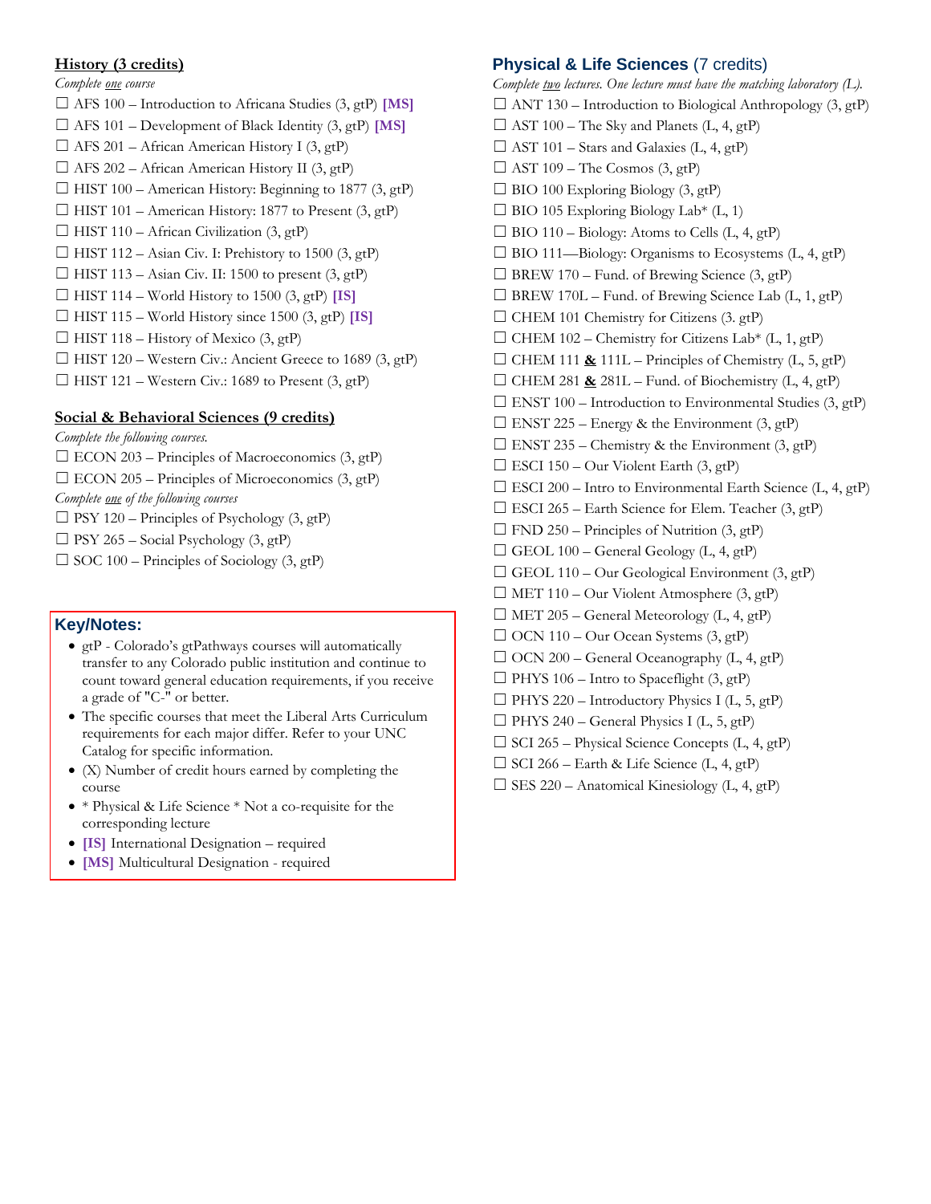## History (3 credits)

*Complete one course*

- ☐ AFS 100 – Introduction to Africana Studies (3, gtP) **[MS]**
- ☐ AFS 101 – Development of Black Identity (3, gtP) **[MS]**
- ☐ AFS 201 – African American History I (3, gtP)
- ☐ AFS 202 – African American History II (3, gtP)
- ☐ HIST 100 – American History: Beginning to 1877 (3, gtP)
- ☐ HIST 101 – American History: 1877 to Present (3, gtP)
- ☐ HIST 110 – African Civilization (3, gtP)
- ☐ HIST 112 – Asian Civ. I: Prehistory to 1500 (3, gtP)
- ☐ HIST 113 – Asian Civ. II: 1500 to present (3, gtP)
- ☐ HIST 114 – World History to 1500 (3, gtP) **[IS]**
- ☐ HIST 115 – World History since 1500 (3, gtP) **[IS]**
- ☐ HIST 118 – History of Mexico (3, gtP)
- ☐ HIST 120 – Western Civ.: Ancient Greece to 1689 (3, gtP)
- ☐ HIST 121 – Western Civ.: 1689 to Present (3, gtP)

## Social & Behavioral Sciences (9 credits)

*Complete the following courses.*

- ☐ ECON 203 – Principles of Macroeconomics (3, gtP)
- ☐ ECON 205 – Principles of Microeconomics (3, gtP)

*Complete one of the following courses*

- ☐ PSY 120 – Principles of Psychology (3, gtP)
- ☐ PSY 265 – Social Psychology (3, gtP)
- ☐ SOC 100 – Principles of Sociology (3, gtP)

### Key/Notes:

- gtP - Colorado's gtPathways courses will automatically transfer to any Colorado public institution and continue to count toward general education requirements, if you receive a grade of "C-" or better.
- The specific courses that meet the Liberal Arts Curriculum requirements for each major differ. Refer to your UNC Catalog for specific information.
- (X) Number of credit hours earned by completing the course
- * Physical & Life Science * Not a co-requisite for the corresponding lecture
- **[IS]** International Designation – required
- **[MS]** Multicultural Designation - required

## Physical & Life Sciences (7 credits)

*Complete two lectures. One lecture must have the matching laboratory (L).*

- ☐ ANT 130 – Introduction to Biological Anthropology (3, gtP)
- ☐ AST 100 – The Sky and Planets (L, 4, gtP)
- ☐ AST 101 – Stars and Galaxies (L, 4, gtP)
- ☐ AST 109 – The Cosmos (3, gtP)
- ☐ BIO 100 Exploring Biology (3, gtP)
- ☐ BIO 105 Exploring Biology Lab* (L, 1)
- ☐ BIO 110 – Biology: Atoms to Cells (L, 4, gtP)
- ☐ BIO 111—Biology: Organisms to Ecosystems (L, 4, gtP)
- ☐ BREW 170 – Fund. of Brewing Science (3, gtP)
- ☐ BREW 170L – Fund. of Brewing Science Lab (L, 1, gtP)
- ☐ CHEM 101 Chemistry for Citizens (3. gtP)
- ☐ CHEM 102 – Chemistry for Citizens Lab* (L, 1, gtP)
- ☐ CHEM 111 **&** 111L – Principles of Chemistry (L, 5, gtP)
- ☐ CHEM 281 **&** 281L – Fund. of Biochemistry (L, 4, gtP)
- ☐ ENST 100 – Introduction to Environmental Studies (3, gtP)
- ☐ ENST 225 – Energy & the Environment (3, gtP)
- ☐ ENST 235 – Chemistry & the Environment (3, gtP)
- ☐ ESCI 150 – Our Violent Earth (3, gtP)
- ☐ ESCI 200 – Intro to Environmental Earth Science (L, 4, gtP)
- ☐ ESCI 265 – Earth Science for Elem. Teacher (3, gtP)
- ☐ FND 250 – Principles of Nutrition (3, gtP)
- ☐ GEOL 100 – General Geology (L, 4, gtP)
- ☐ GEOL 110 – Our Geological Environment (3, gtP)
- ☐ MET 110 – Our Violent Atmosphere (3, gtP)
- ☐ MET 205 – General Meteorology (L, 4, gtP)
- ☐ OCN 110 – Our Ocean Systems (3, gtP)
- ☐ OCN 200 – General Oceanography (L, 4, gtP)
- ☐ PHYS 106 – Intro to Spaceflight (3, gtP)
- ☐ PHYS 220 – Introductory Physics I (L, 5, gtP)
- ☐ PHYS 240 – General Physics I (L, 5, gtP)
- ☐ SCI 265 – Physical Science Concepts (L, 4, gtP)
- ☐ SCI 266 – Earth & Life Science (L, 4, gtP)
- ☐ SES 220 – Anatomical Kinesiology (L, 4, gtP)